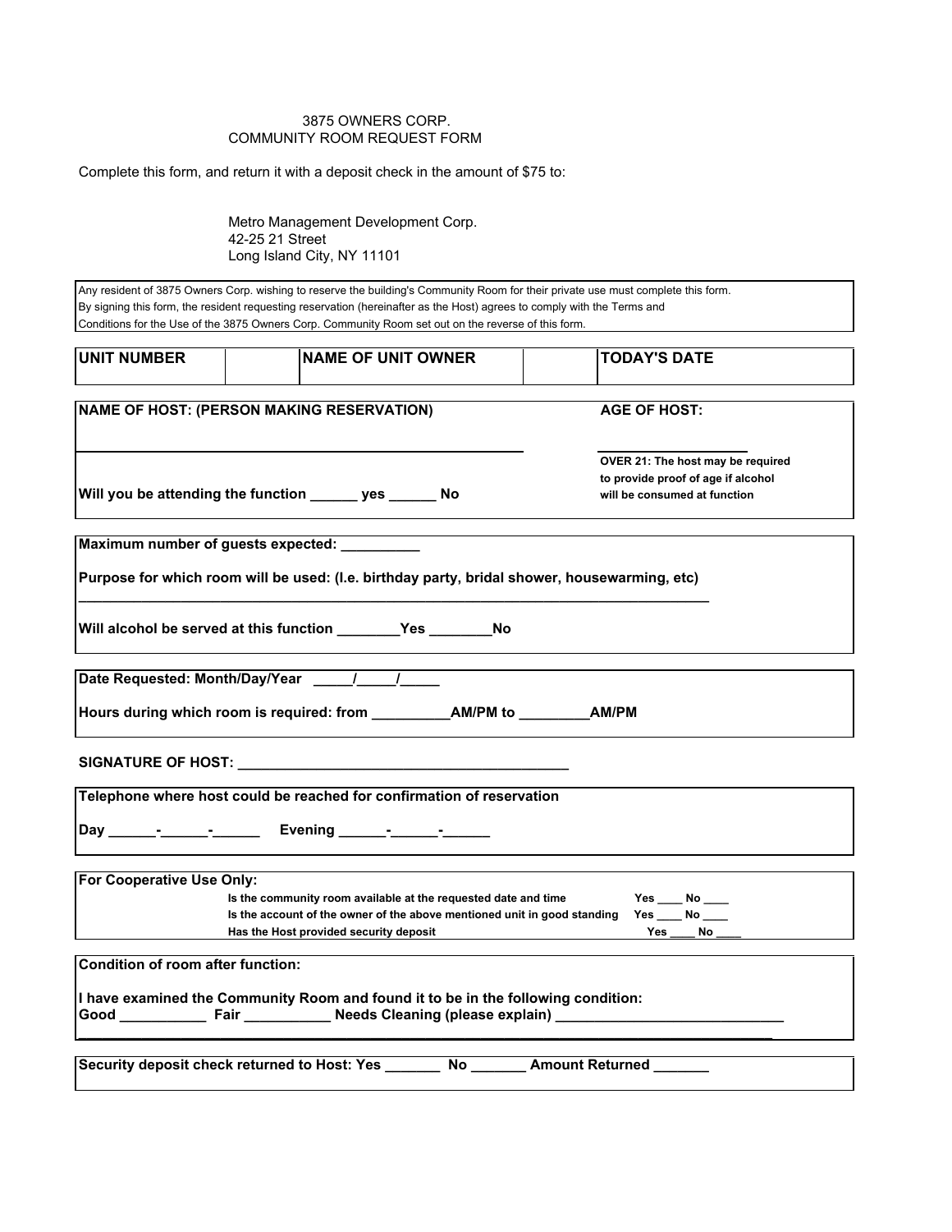# 3875 OWNERS CORP.
## COMMUNITY ROOM REQUEST FORM

Complete this form, and return it with a deposit check in the amount of $75 to:

Metro Management Development Corp.
42-25 21 Street
Long Island City, NY 11101

Any resident of 3875 Owners Corp. wishing to reserve the building's Community Room for their private use must complete this form. By signing this form, the resident requesting reservation (hereinafter as the Host) agrees to comply with the Terms and Conditions for the Use of the 3875 Owners Corp. Community Room set out on the reverse of this form.

| UNIT NUMBER | | NAME OF UNIT OWNER | | TODAY'S DATE |
|---|---|---|---|---|
| | | | | |

**NAME OF HOST: (PERSON MAKING RESERVATION)** ______________________________________________________

**AGE OF HOST:** ____________________

**OVER 21: The host may be required to provide proof of age if alcohol will be consumed at function**

**Will you be attending the function ______ yes ______ No**

**Maximum number of guests expected: __________**

**Purpose for which room will be used: (I.e. birthday party, bridal shower, housewarming, etc)**

________________________________________________________________________________

**Will alcohol be served at this function ________Yes ________No**

**Date Requested: Month/Day/Year _____/_____/_____**

**Hours during which room is required: from __________AM/PM to _________AM/PM**

**SIGNATURE OF HOST: __________________________________________**

**Telephone where host could be reached for confirmation of reservation**

**Day ______-______-______ Evening ______-______-______**

**For Cooperative Use Only:**

| | |
|---|---|
| Is the community room available at the requested date and time | Yes ____ No ____ |
| Is the account of the owner of the above mentioned unit in good standing | Yes ____ No ____ |
| Has the Host provided security deposit | Yes ____ No ____ |

**Condition of room after function:**

**I have examined the Community Room and found it to be in the following condition:**
**Good ___________ Fair ___________ Needs Cleaning (please explain) _____________________________**

________________________________________________________________________________

**Security deposit check returned to Host: Yes _______ No _______ Amount Returned _______**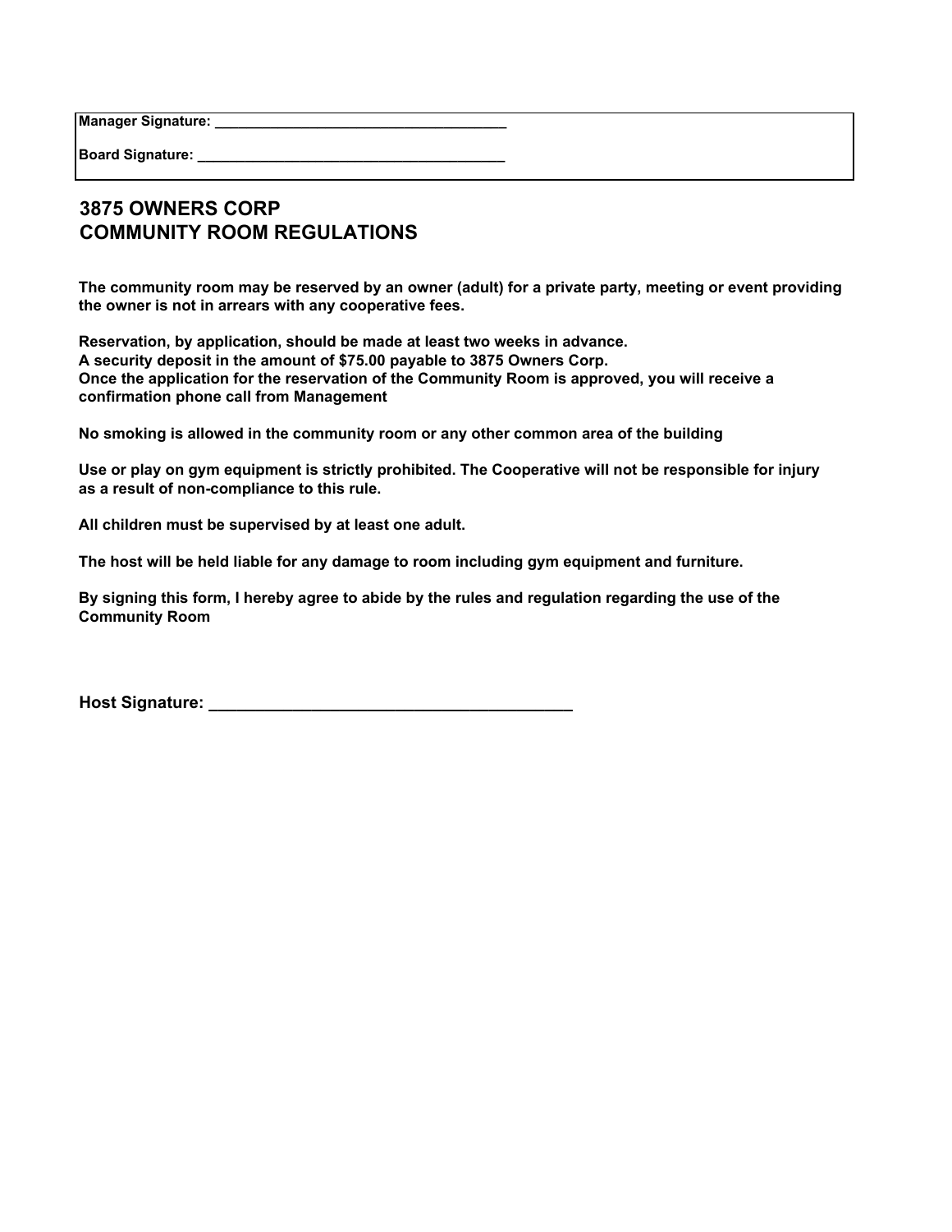**Manager Signature:** ____________________________________

**Board Signature:** ______________________________________

# 3875 OWNERS CORP
# COMMUNITY ROOM REGULATIONS

**The community room may be reserved by an owner (adult) for a private party, meeting or event providing the owner is not in arrears with any cooperative fees.**

**Reservation, by application, should be made at least two weeks in advance.**
**A security deposit in the amount of $75.00 payable to 3875 Owners Corp.**
**Once the application for the reservation of the Community Room is approved, you will receive a confirmation phone call from Management**

**No smoking is allowed in the community room or any other common area of the building**

**Use or play on gym equipment is strictly prohibited. The Cooperative will not be responsible for injury as a result of non-compliance to this rule.**

**All children must be supervised by at least one adult.**

**The host will be held liable for any damage to room including gym equipment and furniture.**

**By signing this form, I hereby agree to abide by the rules and regulation regarding the use of the Community Room**

**Host Signature:** ________________________________________